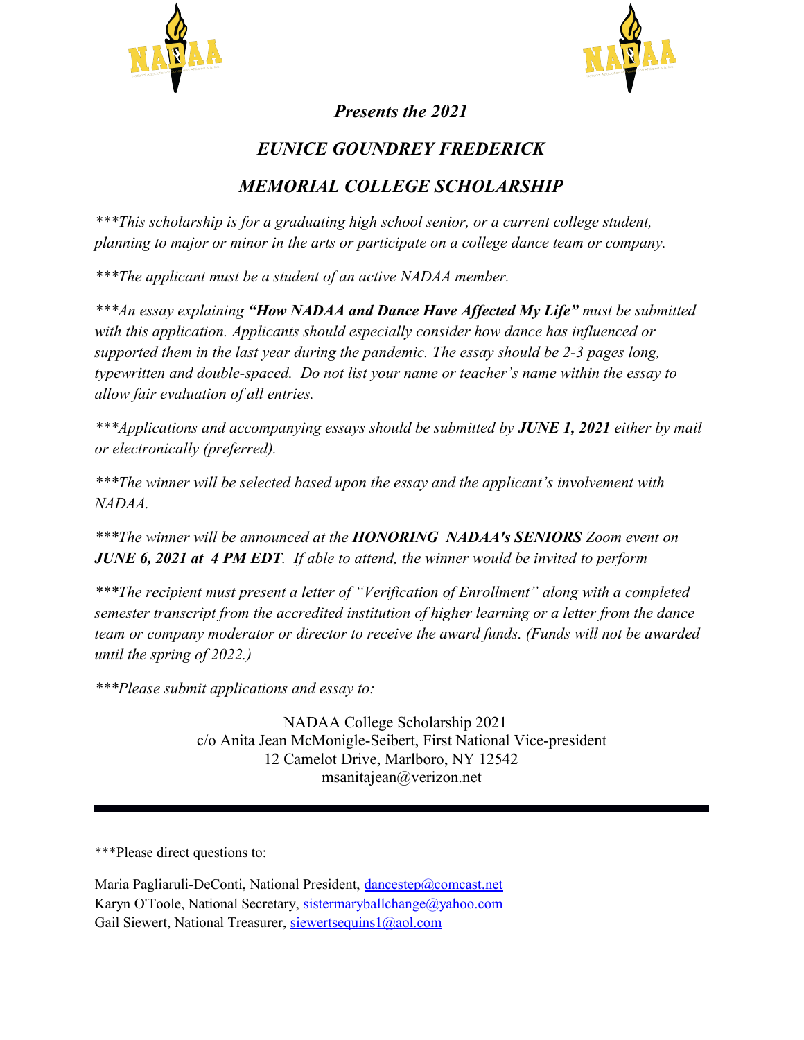*Presents the 2021*

# *EUNICE GOUNDREY FREDERICK*

# *MEMORIAL COLLEGE SCHOLARSHIP*

****This scholarship is for a graduating high school senior, or a current college student, planning to major or minor in the arts or participate on a college dance team or company.*

****The applicant must be a student of an active NADAA member.*

****An essay explaining* ***"How NADAA and Dance Have Affected My Life"*** *must be submitted with this application. Applicants should especially consider how dance has influenced or supported them in the last year during the pandemic. The essay should be 2-3 pages long, typewritten and double-spaced. Do not list your name or teacher's name within the essay to allow fair evaluation of all entries.*

****Applications and accompanying essays should be submitted by* ***JUNE 1, 2021*** *either by mail or electronically (preferred).*

****The winner will be selected based upon the essay and the applicant's involvement with NADAA.*

****The winner will be announced at the* ***HONORING NADAA's SENIORS*** *Zoom event on* ***JUNE 6, 2021 at 4 PM EDT****. If able to attend, the winner would be invited to perform*

****The recipient must present a letter of "Verification of Enrollment" along with a completed semester transcript from the accredited institution of higher learning or a letter from the dance team or company moderator or director to receive the award funds. (Funds will not be awarded until the spring of 2022.)*

****Please submit applications and essay to:*

NADAA College Scholarship 2021
c/o Anita Jean McMonigle-Seibert, First National Vice-president
12 Camelot Drive, Marlboro, NY 12542
msanitajean@verizon.net

---

***Please direct questions to:

Maria Pagliaruli-DeConti, National President, dancestep@comcast.net
Karyn O'Toole, National Secretary, sistermaryballchange@yahoo.com
Gail Siewert, National Treasurer, siewertsequins1@aol.com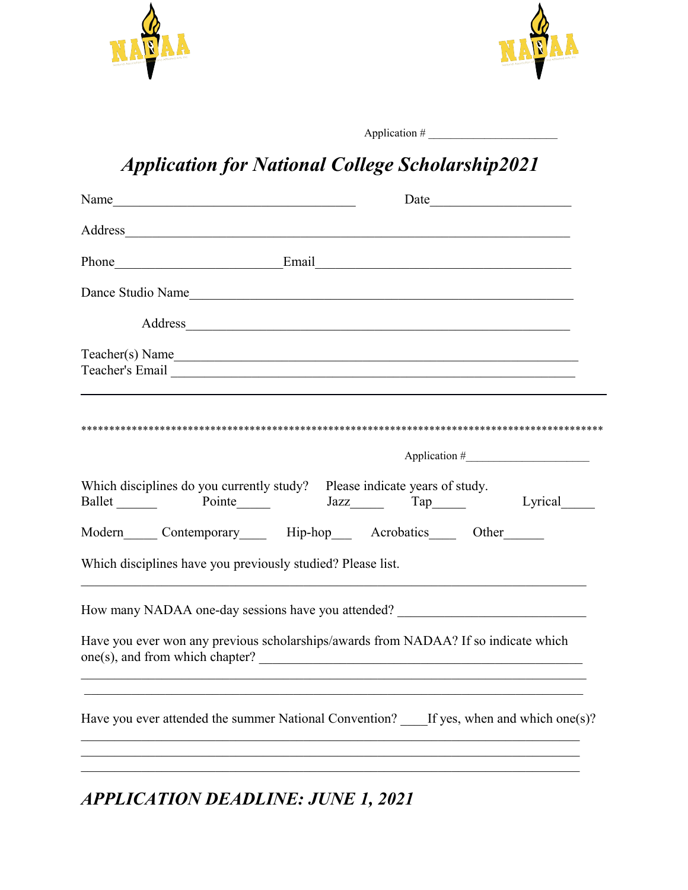Application # ______________________

# *Application for National College Scholarship2021*

Name____________________________________ Date_____________________

Address__________________________________________________________________

Phone__________________________ Email_______________________________________

Dance Studio Name_________________________________________________________

Address__________________________________________________________

Teacher(s) Name____________________________________________________________
Teacher's Email ____________________________________________________________

---

*********************************************************************************************

Application #_____________________

Which disciplines do you currently study? Please indicate years of study.
Ballet ______ Pointe_____ Jazz_____ Tap_____ Lyrical_____

Modern_____ Contemporary____ Hip-hop___ Acrobatics____ Other______

Which disciplines have you previously studied? Please list.

_____________________________________________________________________________

How many NADAA one-day sessions have you attended? ____________________________

Have you ever won any previous scholarships/awards from NADAA? If so indicate which one(s), and from which chapter? _________________________________________________

_____________________________________________________________________________

_____________________________________________________________________________

Have you ever attended the summer National Convention? ____If yes, when and which one(s)?

_____________________________________________________________________________

_____________________________________________________________________________

_____________________________________________________________________________

## *APPLICATION DEADLINE: JUNE 1, 2021*